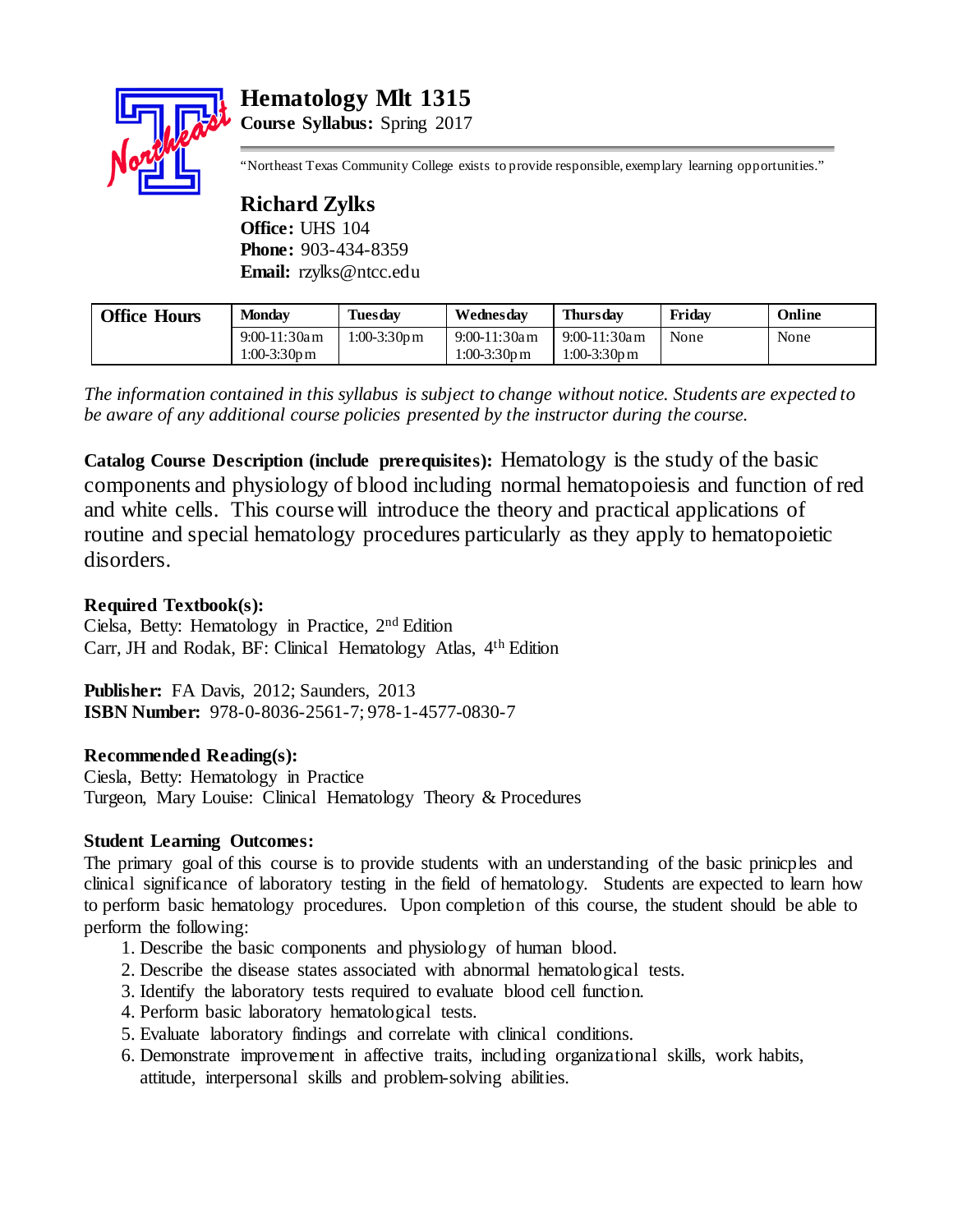# Hematology Mlt 1315

**Course Syllabus:** Spring 2017

"Northeast Texas Community College exists to provide responsible, exemplary learning opportunities."

## Richard Zylks

**Office:** UHS 104
**Phone:** 903-434-8359
**Email:** rzylks@ntcc.edu

| Office Hours | Monday | Tuesday | Wednesday | Thursday | Friday | Online |
|---|---|---|---|---|---|---|
| | 9:00-11:30am<br>1:00-3:30pm | 1:00-3:30pm | 9:00-11:30am<br>1:00-3:30pm | 9:00-11:30am<br>1:00-3:30pm | None | None |

*The information contained in this syllabus is subject to change without notice. Students are expected to be aware of any additional course policies presented by the instructor during the course.*

**Catalog Course Description (include prerequisites):** Hematology is the study of the basic components and physiology of blood including normal hematopoiesis and function of red and white cells. This course will introduce the theory and practical applications of routine and special hematology procedures particularly as they apply to hematopoietic disorders.

**Required Textbook(s):**
Cielsa, Betty: Hematology in Practice, 2nd Edition
Carr, JH and Rodak, BF: Clinical Hematology Atlas, 4th Edition

**Publisher:** FA Davis, 2012; Saunders, 2013
**ISBN Number:** 978-0-8036-2561-7; 978-1-4577-0830-7

**Recommended Reading(s):**
Ciesla, Betty: Hematology in Practice
Turgeon, Mary Louise: Clinical Hematology Theory & Procedures

**Student Learning Outcomes:**
The primary goal of this course is to provide students with an understanding of the basic prinicples and clinical significance of laboratory testing in the field of hematology. Students are expected to learn how to perform basic hematology procedures. Upon completion of this course, the student should be able to perform the following:

1. Describe the basic components and physiology of human blood.
2. Describe the disease states associated with abnormal hematological tests.
3. Identify the laboratory tests required to evaluate blood cell function.
4. Perform basic laboratory hematological tests.
5. Evaluate laboratory findings and correlate with clinical conditions.
6. Demonstrate improvement in affective traits, including organizational skills, work habits, attitude, interpersonal skills and problem-solving abilities.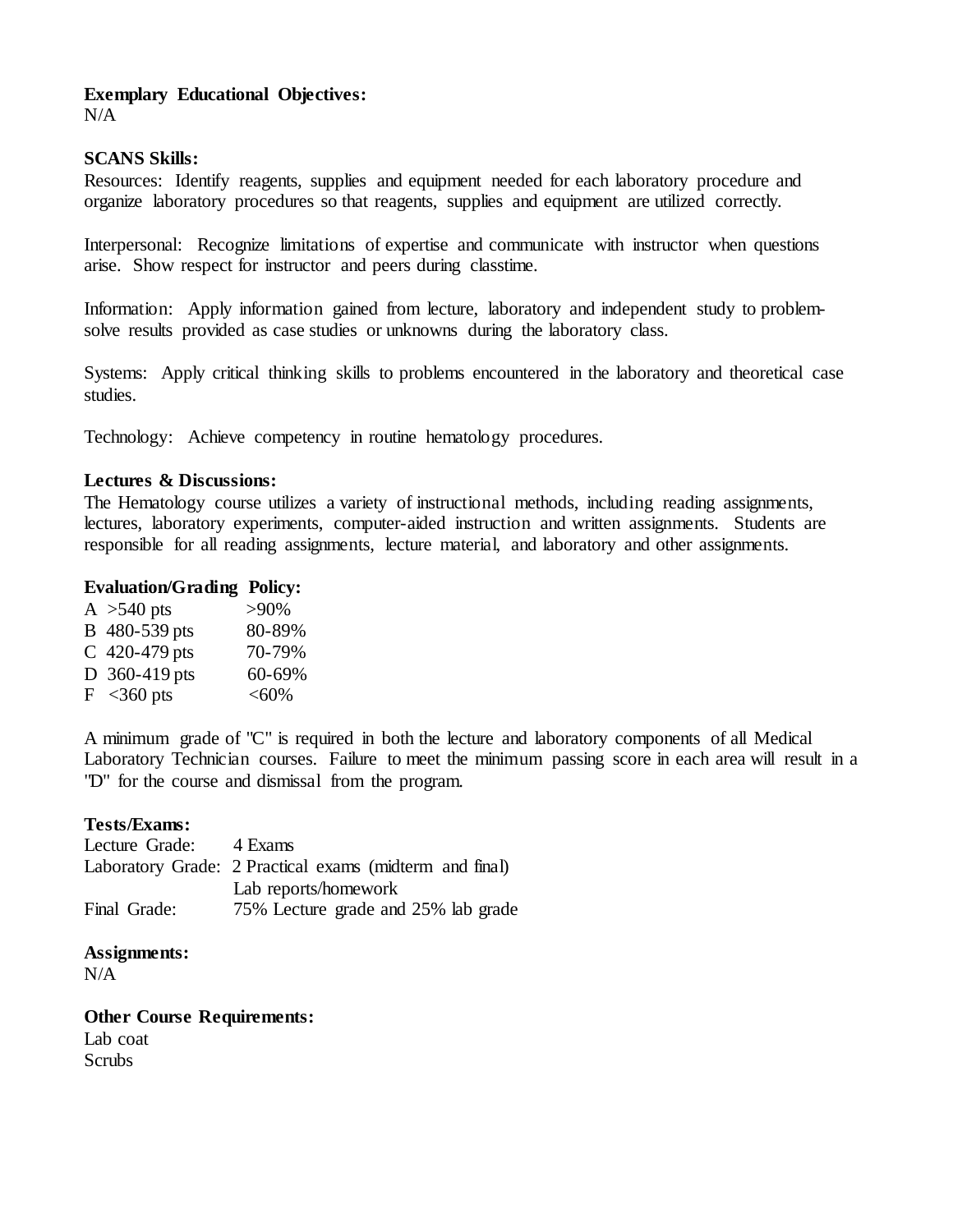**Exemplary Educational Objectives:**
N/A

**SCANS Skills:**
Resources: Identify reagents, supplies and equipment needed for each laboratory procedure and organize laboratory procedures so that reagents, supplies and equipment are utilized correctly.

Interpersonal: Recognize limitations of expertise and communicate with instructor when questions arise. Show respect for instructor and peers during classtime.

Information: Apply information gained from lecture, laboratory and independent study to problem-solve results provided as case studies or unknowns during the laboratory class.

Systems: Apply critical thinking skills to problems encountered in the laboratory and theoretical case studies.

Technology: Achieve competency in routine hematology procedures.

**Lectures & Discussions:**
The Hematology course utilizes a variety of instructional methods, including reading assignments, lectures, laboratory experiments, computer-aided instruction and written assignments. Students are responsible for all reading assignments, lecture material, and laboratory and other assignments.

**Evaluation/Grading Policy:**

| | | |
|---|---|---|
| A | >540 pts | >90% |
| B | 480-539 pts | 80-89% |
| C | 420-479 pts | 70-79% |
| D | 360-419 pts | 60-69% |
| F | <360 pts | <60% |

A minimum grade of "C" is required in both the lecture and laboratory components of all Medical Laboratory Technician courses. Failure to meet the minimum passing score in each area will result in a "D" for the course and dismissal from the program.

**Tests/Exams:**

| | |
|---|---|
| Lecture Grade: | 4 Exams |
| Laboratory Grade: | 2 Practical exams (midterm and final) |
| | Lab reports/homework |
| Final Grade: | 75% Lecture grade and 25% lab grade |

**Assignments:**
N/A

**Other Course Requirements:**
Lab coat
Scrubs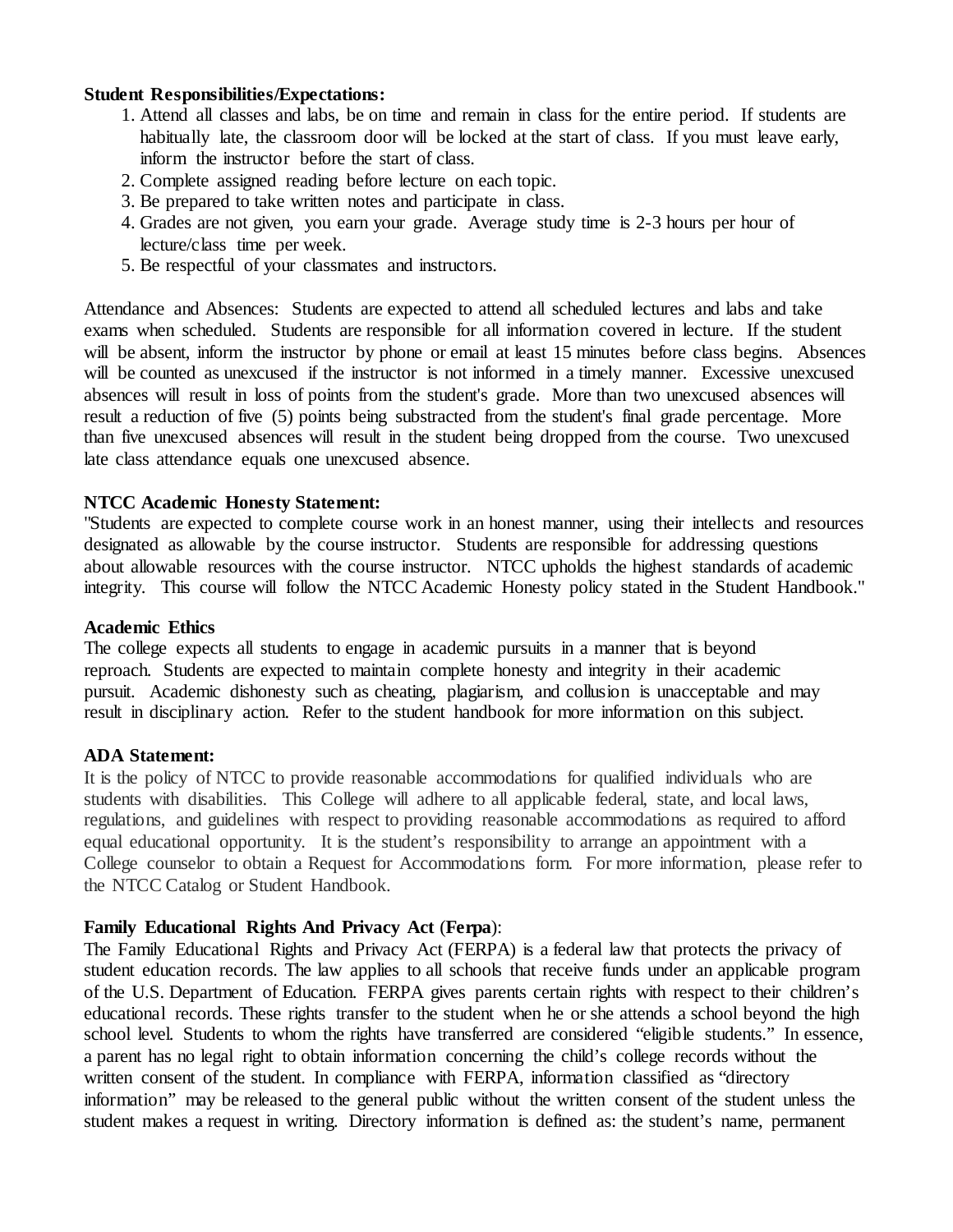**Student Responsibilities/Expectations:**

1. Attend all classes and labs, be on time and remain in class for the entire period. If students are habitually late, the classroom door will be locked at the start of class. If you must leave early, inform the instructor before the start of class.
2. Complete assigned reading before lecture on each topic.
3. Be prepared to take written notes and participate in class.
4. Grades are not given, you earn your grade. Average study time is 2-3 hours per hour of lecture/class time per week.
5. Be respectful of your classmates and instructors.

Attendance and Absences: Students are expected to attend all scheduled lectures and labs and take exams when scheduled. Students are responsible for all information covered in lecture. If the student will be absent, inform the instructor by phone or email at least 15 minutes before class begins. Absences will be counted as unexcused if the instructor is not informed in a timely manner. Excessive unexcused absences will result in loss of points from the student's grade. More than two unexcused absences will result a reduction of five (5) points being substracted from the student's final grade percentage. More than five unexcused absences will result in the student being dropped from the course. Two unexcused late class attendance equals one unexcused absence.

**NTCC Academic Honesty Statement:**

"Students are expected to complete course work in an honest manner, using their intellects and resources designated as allowable by the course instructor. Students are responsible for addressing questions about allowable resources with the course instructor. NTCC upholds the highest standards of academic integrity. This course will follow the NTCC Academic Honesty policy stated in the Student Handbook."

**Academic Ethics**

The college expects all students to engage in academic pursuits in a manner that is beyond reproach. Students are expected to maintain complete honesty and integrity in their academic pursuit. Academic dishonesty such as cheating, plagiarism, and collusion is unacceptable and may result in disciplinary action. Refer to the student handbook for more information on this subject.

**ADA Statement:**

It is the policy of NTCC to provide reasonable accommodations for qualified individuals who are students with disabilities. This College will adhere to all applicable federal, state, and local laws, regulations, and guidelines with respect to providing reasonable accommodations as required to afford equal educational opportunity. It is the student's responsibility to arrange an appointment with a College counselor to obtain a Request for Accommodations form. For more information, please refer to the NTCC Catalog or Student Handbook.

**Family Educational Rights And Privacy Act** (**Ferpa**):

The Family Educational Rights and Privacy Act (FERPA) is a federal law that protects the privacy of student education records. The law applies to all schools that receive funds under an applicable program of the U.S. Department of Education. FERPA gives parents certain rights with respect to their children's educational records. These rights transfer to the student when he or she attends a school beyond the high school level. Students to whom the rights have transferred are considered "eligible students." In essence, a parent has no legal right to obtain information concerning the child's college records without the written consent of the student. In compliance with FERPA, information classified as "directory information" may be released to the general public without the written consent of the student unless the student makes a request in writing. Directory information is defined as: the student's name, permanent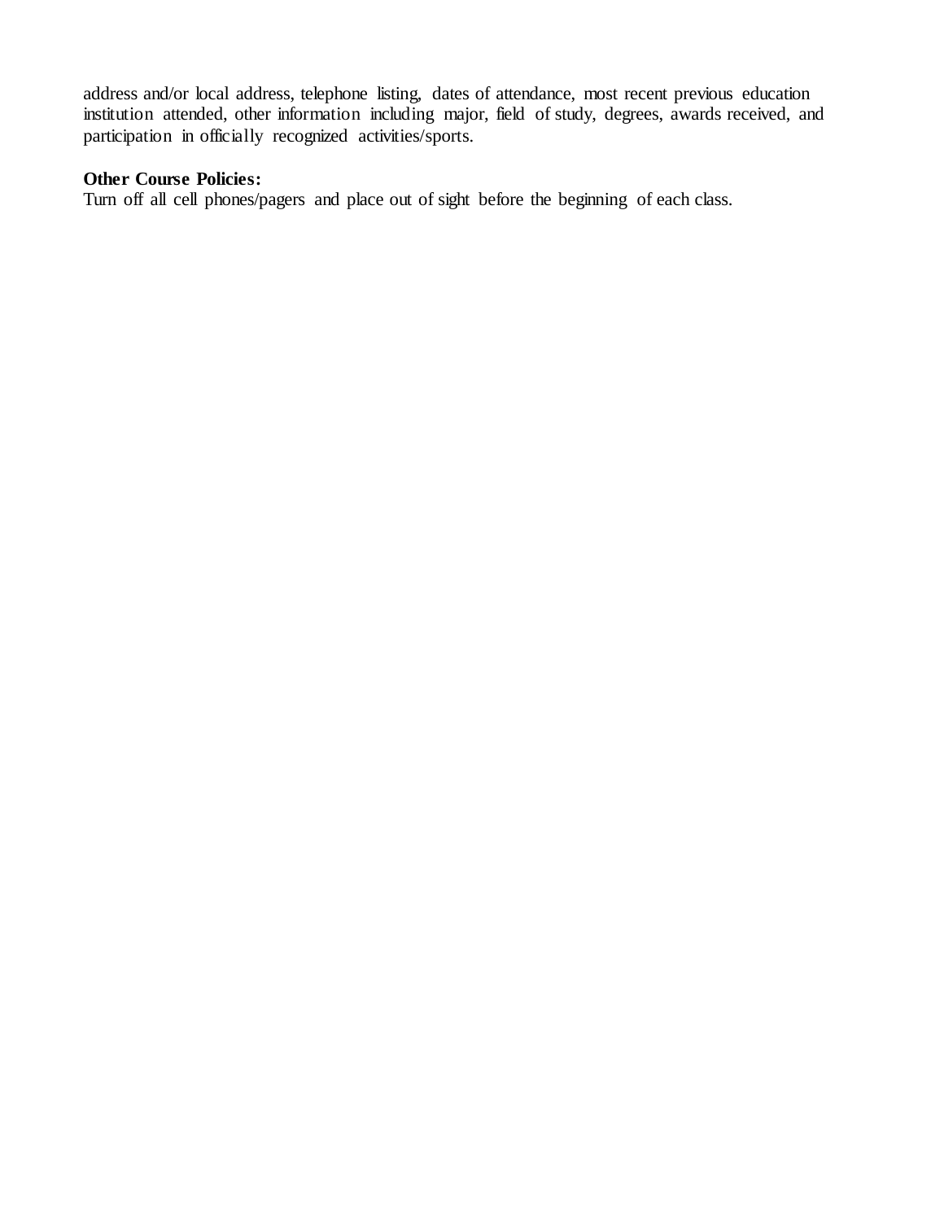address and/or local address, telephone listing, dates of attendance, most recent previous education institution attended, other information including major, field of study, degrees, awards received, and participation in officially recognized activities/sports.

**Other Course Policies:**

Turn off all cell phones/pagers and place out of sight before the beginning of each class.